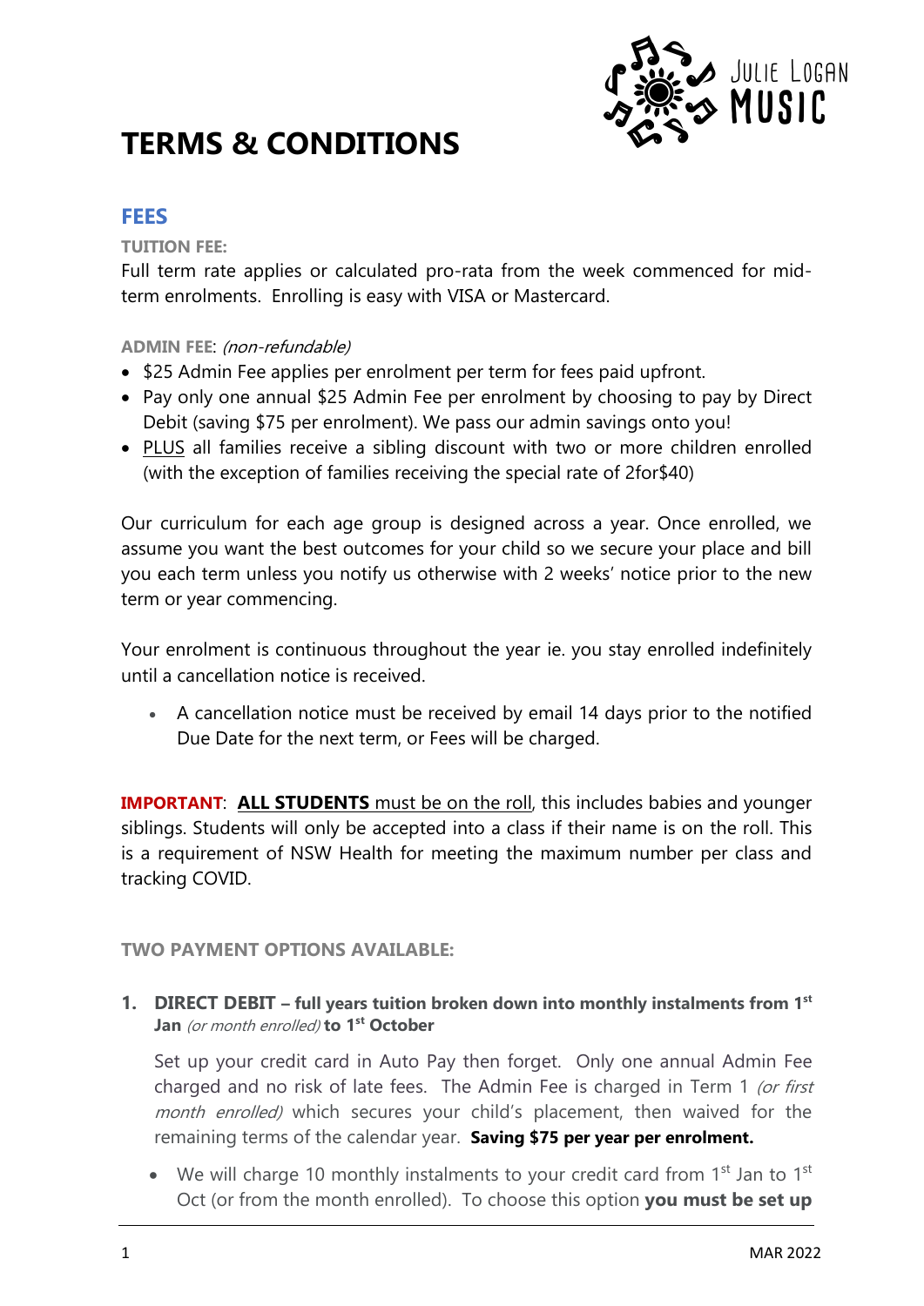JULIE LOGAN MUSIC

# TERMS & CONDITIONS

## FEES

**TUITION FEE:**

Full term rate applies or calculated pro-rata from the week commenced for mid-term enrolments. Enrolling is easy with VISA or Mastercard.

**ADMIN FEE**: *(non-refundable)*

- $25 Admin Fee applies per enrolment per term for fees paid upfront.
- Pay only one annual $25 Admin Fee per enrolment by choosing to pay by Direct Debit (saving $75 per enrolment). We pass our admin savings onto you!
- PLUS all families receive a sibling discount with two or more children enrolled (with the exception of families receiving the special rate of 2for$40)

Our curriculum for each age group is designed across a year. Once enrolled, we assume you want the best outcomes for your child so we secure your place and bill you each term unless you notify us otherwise with 2 weeks' notice prior to the new term or year commencing.

Your enrolment is continuous throughout the year ie. you stay enrolled indefinitely until a cancellation notice is received.

- A cancellation notice must be received by email 14 days prior to the notified Due Date for the next term, or Fees will be charged.

**IMPORTANT**: **ALL STUDENTS** must be on the roll, this includes babies and younger siblings. Students will only be accepted into a class if their name is on the roll. This is a requirement of NSW Health for meeting the maximum number per class and tracking COVID.

**TWO PAYMENT OPTIONS AVAILABLE:**

1. **DIRECT DEBIT – full years tuition broken down into monthly instalments from 1st Jan** *(or month enrolled)* **to 1st October**

   Set up your credit card in Auto Pay then forget. Only one annual Admin Fee charged and no risk of late fees. The Admin Fee is charged in Term 1 *(or first month enrolled)* which secures your child's placement, then waived for the remaining terms of the calendar year. **Saving $75 per year per enrolment.**

   - We will charge 10 monthly instalments to your credit card from 1st Jan to 1st Oct (or from the month enrolled). To choose this option **you must be set up**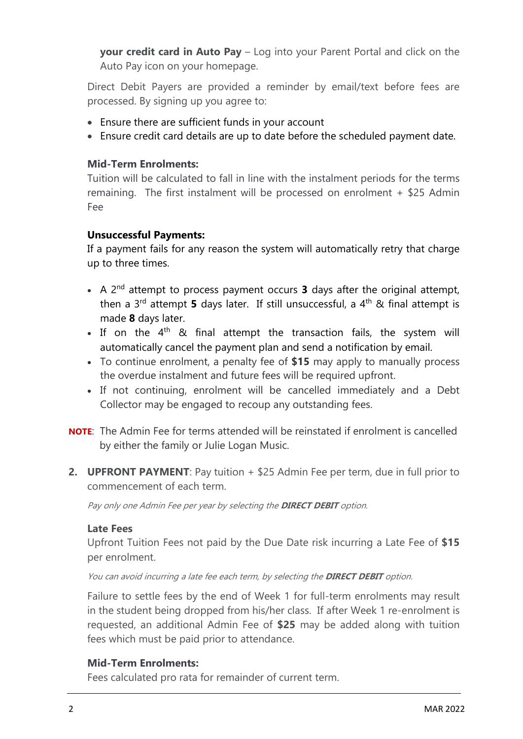**your credit card in Auto Pay** – Log into your Parent Portal and click on the Auto Pay icon on your homepage.

Direct Debit Payers are provided a reminder by email/text before fees are processed. By signing up you agree to:

- Ensure there are sufficient funds in your account
- Ensure credit card details are up to date before the scheduled payment date.

**Mid-Term Enrolments:**
Tuition will be calculated to fall in line with the instalment periods for the terms remaining. The first instalment will be processed on enrolment + $25 Admin Fee

**Unsuccessful Payments:**
If a payment fails for any reason the system will automatically retry that charge up to three times.

- A 2nd attempt to process payment occurs **3** days after the original attempt, then a 3rd attempt **5** days later. If still unsuccessful, a 4th & final attempt is made **8** days later.
- If on the 4th & final attempt the transaction fails, the system will automatically cancel the payment plan and send a notification by email.
- To continue enrolment, a penalty fee of **$15** may apply to manually process the overdue instalment and future fees will be required upfront.
- If not continuing, enrolment will be cancelled immediately and a Debt Collector may be engaged to recoup any outstanding fees.

**NOTE**: The Admin Fee for terms attended will be reinstated if enrolment is cancelled by either the family or Julie Logan Music.

2. **UPFRONT PAYMENT**: Pay tuition + $25 Admin Fee per term, due in full prior to commencement of each term.

*Pay only one Admin Fee per year by selecting the **DIRECT DEBIT** option.*

**Late Fees**
Upfront Tuition Fees not paid by the Due Date risk incurring a Late Fee of **$15** per enrolment.

*You can avoid incurring a late fee each term, by selecting the **DIRECT DEBIT** option.*

Failure to settle fees by the end of Week 1 for full-term enrolments may result in the student being dropped from his/her class. If after Week 1 re-enrolment is requested, an additional Admin Fee of **$25** may be added along with tuition fees which must be paid prior to attendance.

**Mid-Term Enrolments:**
Fees calculated pro rata for remainder of current term.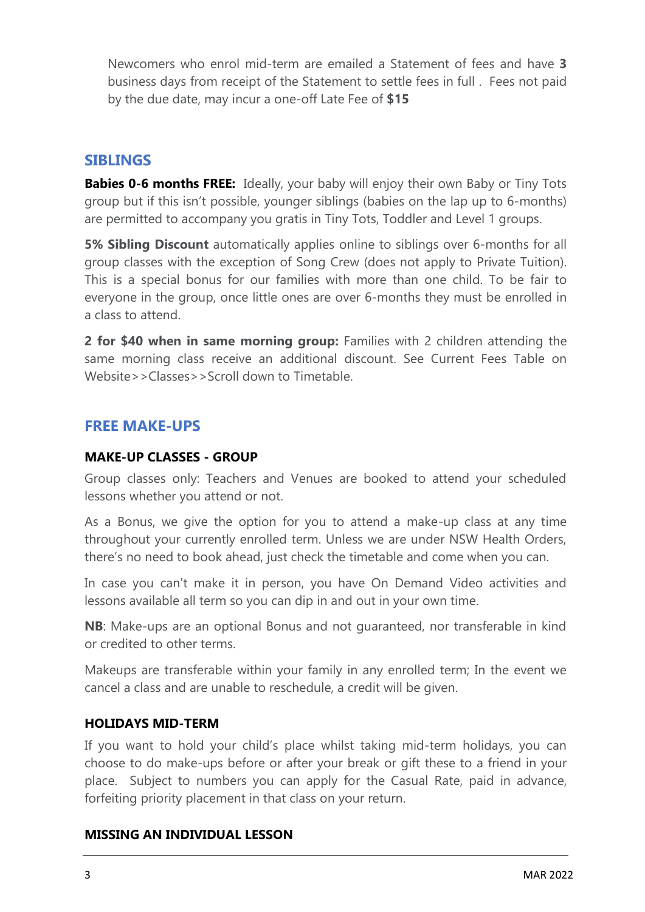Newcomers who enrol mid-term are emailed a Statement of fees and have **3** business days from receipt of the Statement to settle fees in full . Fees not paid by the due date, may incur a one-off Late Fee of **$15**

## SIBLINGS

**Babies 0-6 months FREE:** Ideally, your baby will enjoy their own Baby or Tiny Tots group but if this isn't possible, younger siblings (babies on the lap up to 6-months) are permitted to accompany you gratis in Tiny Tots, Toddler and Level 1 groups.

**5% Sibling Discount** automatically applies online to siblings over 6-months for all group classes with the exception of Song Crew (does not apply to Private Tuition). This is a special bonus for our families with more than one child. To be fair to everyone in the group, once little ones are over 6-months they must be enrolled in a class to attend.

**2 for $40 when in same morning group:** Families with 2 children attending the same morning class receive an additional discount. See Current Fees Table on Website>>Classes>>Scroll down to Timetable.

## FREE MAKE-UPS

### MAKE-UP CLASSES - GROUP

Group classes only: Teachers and Venues are booked to attend your scheduled lessons whether you attend or not.

As a Bonus, we give the option for you to attend a make-up class at any time throughout your currently enrolled term. Unless we are under NSW Health Orders, there's no need to book ahead, just check the timetable and come when you can.

In case you can't make it in person, you have On Demand Video activities and lessons available all term so you can dip in and out in your own time.

**NB**: Make-ups are an optional Bonus and not guaranteed, nor transferable in kind or credited to other terms.

Makeups are transferable within your family in any enrolled term; In the event we cancel a class and are unable to reschedule, a credit will be given.

### HOLIDAYS MID-TERM

If you want to hold your child's place whilst taking mid-term holidays, you can choose to do make-ups before or after your break or gift these to a friend in your place. Subject to numbers you can apply for the Casual Rate, paid in advance, forfeiting priority placement in that class on your return.

### MISSING AN INDIVIDUAL LESSON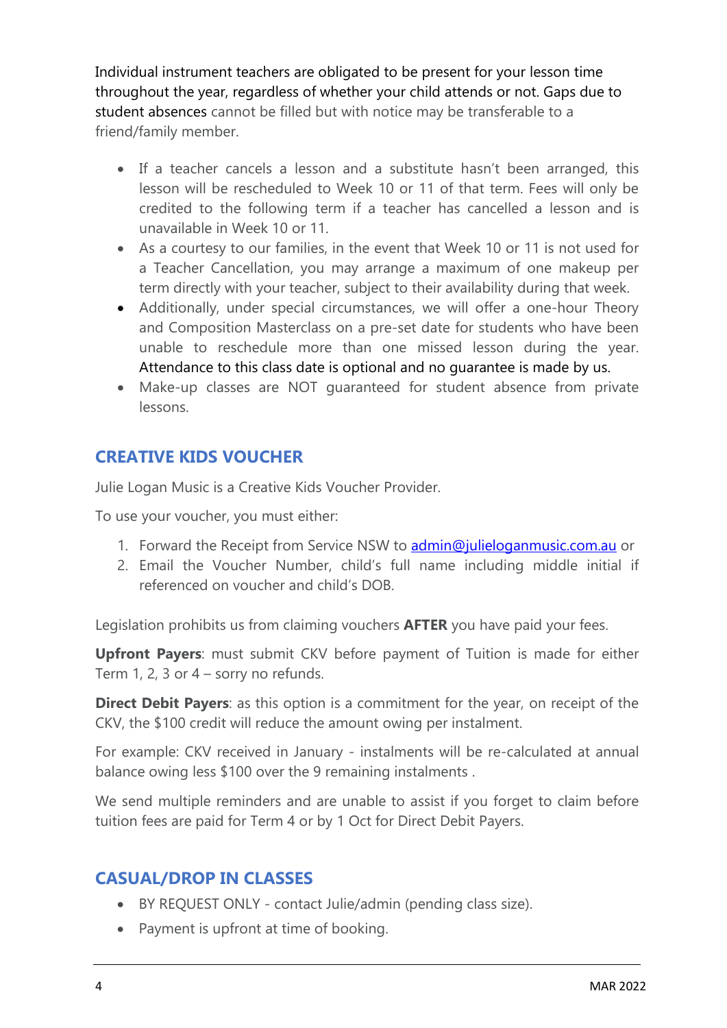Individual instrument teachers are obligated to be present for your lesson time throughout the year, regardless of whether your child attends or not. Gaps due to student absences cannot be filled but with notice may be transferable to a friend/family member.

- If a teacher cancels a lesson and a substitute hasn't been arranged, this lesson will be rescheduled to Week 10 or 11 of that term. Fees will only be credited to the following term if a teacher has cancelled a lesson and is unavailable in Week 10 or 11.
- As a courtesy to our families, in the event that Week 10 or 11 is not used for a Teacher Cancellation, you may arrange a maximum of one makeup per term directly with your teacher, subject to their availability during that week.
- Additionally, under special circumstances, we will offer a one-hour Theory and Composition Masterclass on a pre-set date for students who have been unable to reschedule more than one missed lesson during the year. Attendance to this class date is optional and no guarantee is made by us.
- Make-up classes are NOT guaranteed for student absence from private lessons.

## CREATIVE KIDS VOUCHER

Julie Logan Music is a Creative Kids Voucher Provider.

To use your voucher, you must either:

1. Forward the Receipt from Service NSW to [admin@julieloganmusic.com.au](mailto:admin@julieloganmusic.com.au) or
2. Email the Voucher Number, child's full name including middle initial if referenced on voucher and child's DOB.

Legislation prohibits us from claiming vouchers **AFTER** you have paid your fees.

**Upfront Payers**: must submit CKV before payment of Tuition is made for either Term 1, 2, 3 or 4 – sorry no refunds.

**Direct Debit Payers**: as this option is a commitment for the year, on receipt of the CKV, the $100 credit will reduce the amount owing per instalment.

For example: CKV received in January - instalments will be re-calculated at annual balance owing less $100 over the 9 remaining instalments .

We send multiple reminders and are unable to assist if you forget to claim before tuition fees are paid for Term 4 or by 1 Oct for Direct Debit Payers.

## CASUAL/DROP IN CLASSES

- BY REQUEST ONLY - contact Julie/admin (pending class size).
- Payment is upfront at time of booking.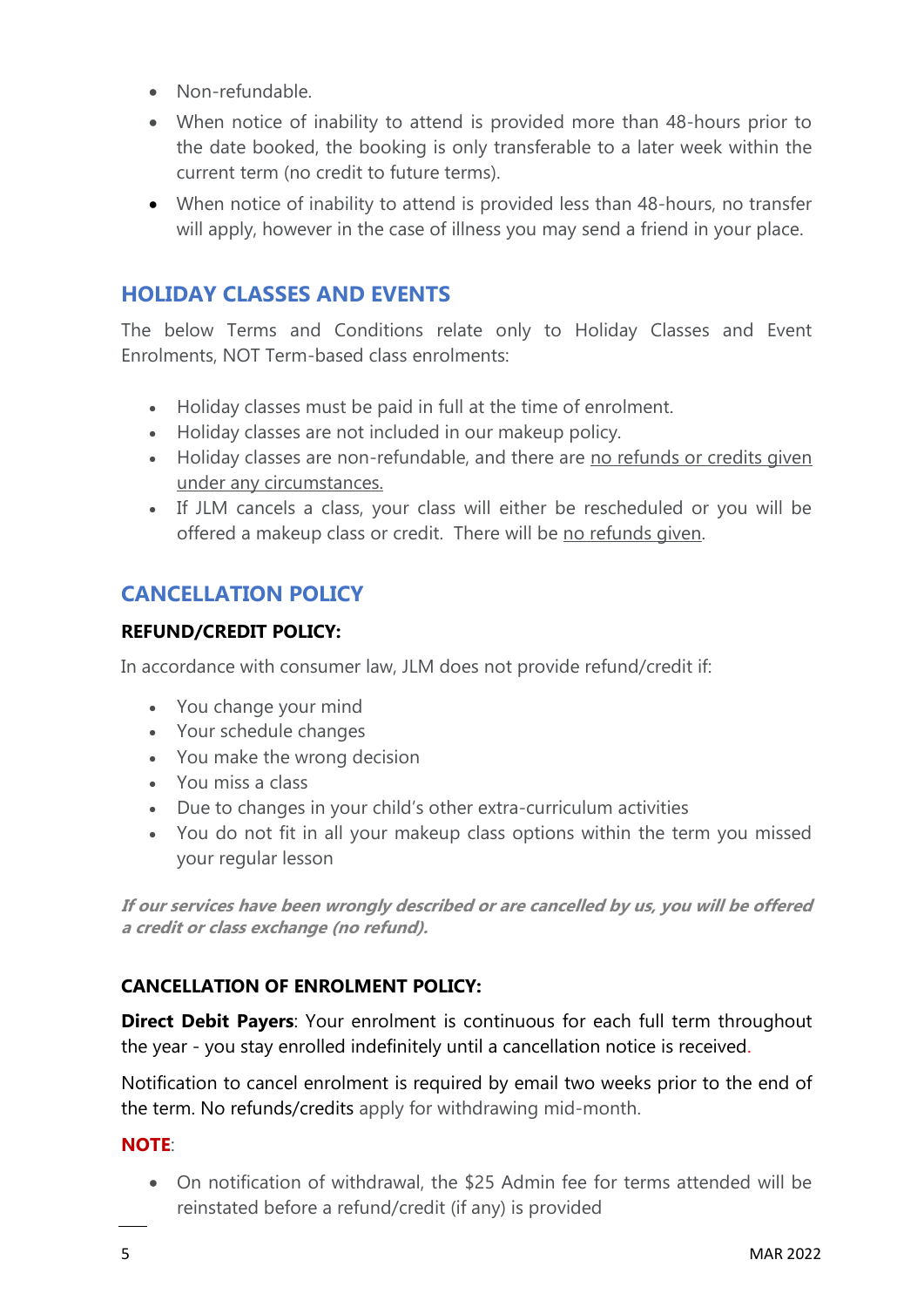- Non-refundable.
- When notice of inability to attend is provided more than 48-hours prior to the date booked, the booking is only transferable to a later week within the current term (no credit to future terms).
- When notice of inability to attend is provided less than 48-hours, no transfer will apply, however in the case of illness you may send a friend in your place.

## HOLIDAY CLASSES AND EVENTS

The below Terms and Conditions relate only to Holiday Classes and Event Enrolments, NOT Term-based class enrolments:

- Holiday classes must be paid in full at the time of enrolment.
- Holiday classes are not included in our makeup policy.
- Holiday classes are non-refundable, and there are no refunds or credits given under any circumstances.
- If JLM cancels a class, your class will either be rescheduled or you will be offered a makeup class or credit. There will be no refunds given.

## CANCELLATION POLICY

### REFUND/CREDIT POLICY:

In accordance with consumer law, JLM does not provide refund/credit if:

- You change your mind
- Your schedule changes
- You make the wrong decision
- You miss a class
- Due to changes in your child's other extra-curriculum activities
- You do not fit in all your makeup class options within the term you missed your regular lesson

***If our services have been wrongly described or are cancelled by us, you will be offered a credit or class exchange (no refund).***

### CANCELLATION OF ENROLMENT POLICY:

**Direct Debit Payers**: Your enrolment is continuous for each full term throughout the year - you stay enrolled indefinitely until a cancellation notice is received.

Notification to cancel enrolment is required by email two weeks prior to the end of the term. No refunds/credits apply for withdrawing mid-month.

**NOTE**:

- On notification of withdrawal, the $25 Admin fee for terms attended will be reinstated before a refund/credit (if any) is provided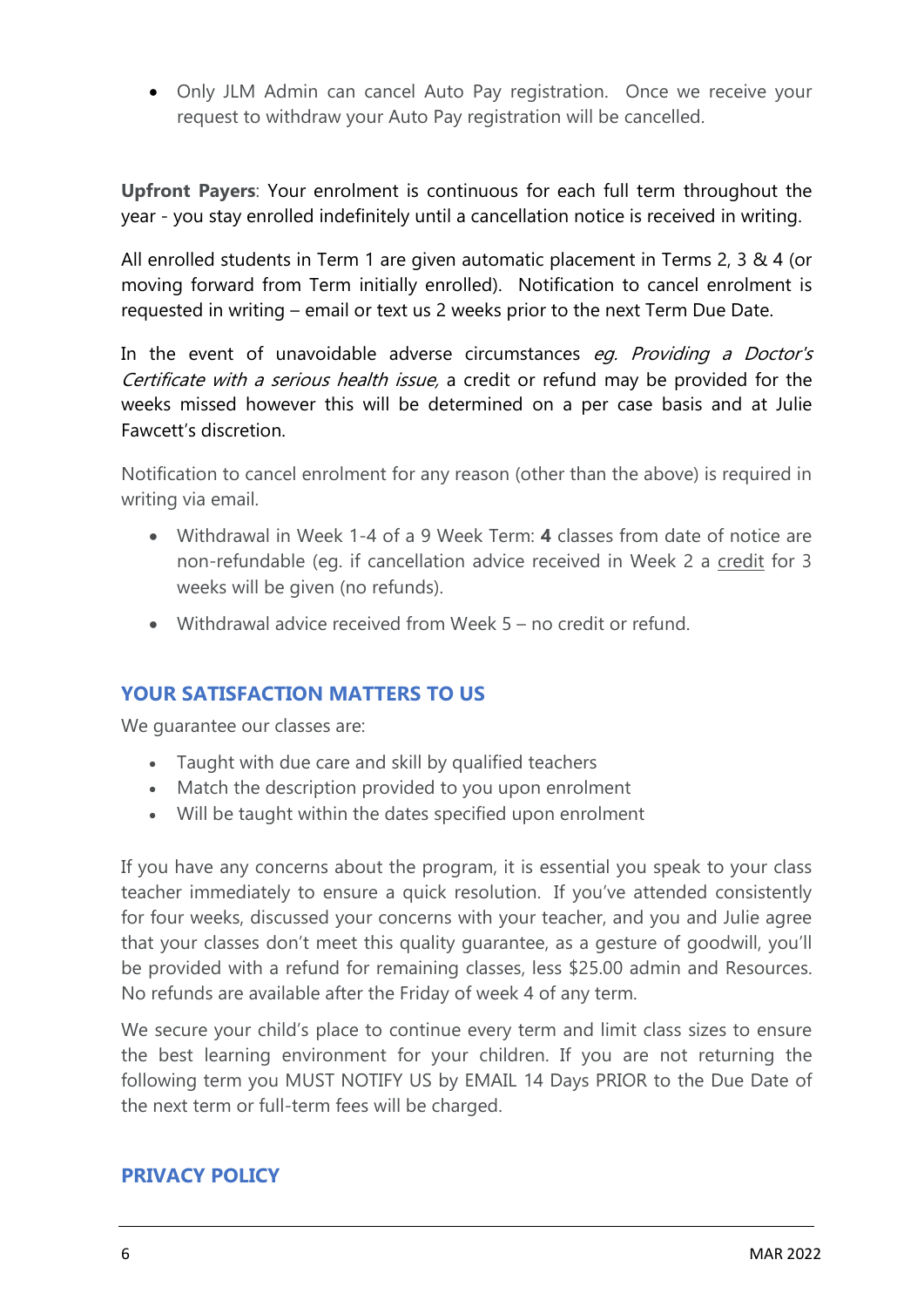- Only JLM Admin can cancel Auto Pay registration. Once we receive your request to withdraw your Auto Pay registration will be cancelled.

**Upfront Payers**: Your enrolment is continuous for each full term throughout the year - you stay enrolled indefinitely until a cancellation notice is received in writing.

All enrolled students in Term 1 are given automatic placement in Terms 2, 3 & 4 (or moving forward from Term initially enrolled). Notification to cancel enrolment is requested in writing – email or text us 2 weeks prior to the next Term Due Date.

In the event of unavoidable adverse circumstances *eg. Providing a Doctor's Certificate with a serious health issue,* a credit or refund may be provided for the weeks missed however this will be determined on a per case basis and at Julie Fawcett's discretion.

Notification to cancel enrolment for any reason (other than the above) is required in writing via email.

- Withdrawal in Week 1-4 of a 9 Week Term: **4** classes from date of notice are non-refundable (eg. if cancellation advice received in Week 2 a <u>credit</u> for 3 weeks will be given (no refunds).
- Withdrawal advice received from Week 5 – no credit or refund.

## YOUR SATISFACTION MATTERS TO US

We guarantee our classes are:

- Taught with due care and skill by qualified teachers
- Match the description provided to you upon enrolment
- Will be taught within the dates specified upon enrolment

If you have any concerns about the program, it is essential you speak to your class teacher immediately to ensure a quick resolution. If you've attended consistently for four weeks, discussed your concerns with your teacher, and you and Julie agree that your classes don't meet this quality guarantee, as a gesture of goodwill, you'll be provided with a refund for remaining classes, less $25.00 admin and Resources. No refunds are available after the Friday of week 4 of any term.

We secure your child's place to continue every term and limit class sizes to ensure the best learning environment for your children. If you are not returning the following term you MUST NOTIFY US by EMAIL 14 Days PRIOR to the Due Date of the next term or full-term fees will be charged.

## PRIVACY POLICY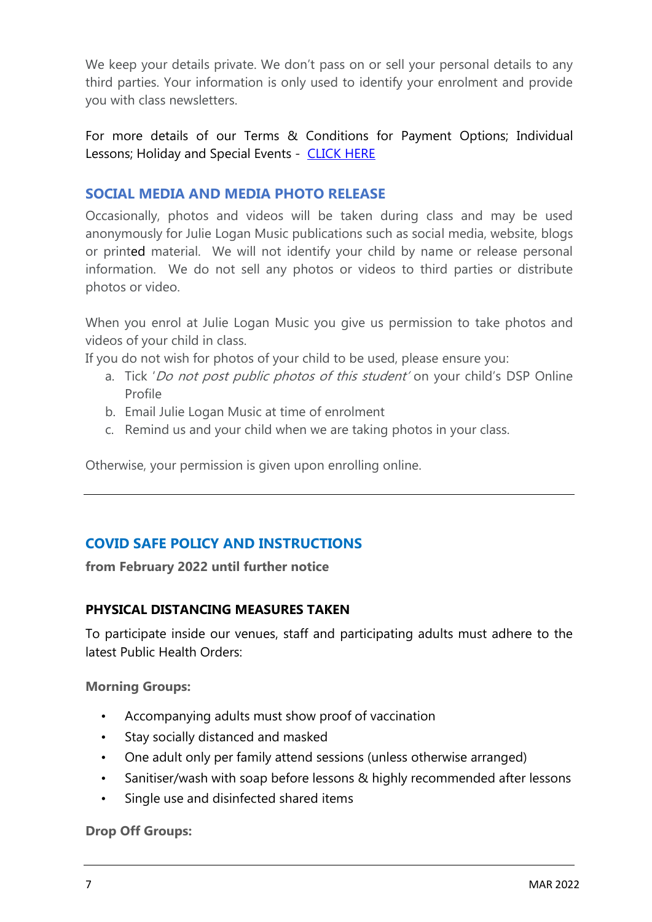We keep your details private. We don't pass on or sell your personal details to any third parties. Your information is only used to identify your enrolment and provide you with class newsletters.

For more details of our Terms & Conditions for Payment Options; Individual Lessons; Holiday and Special Events - CLICK HERE

## SOCIAL MEDIA AND MEDIA PHOTO RELEASE

Occasionally, photos and videos will be taken during class and may be used anonymously for Julie Logan Music publications such as social media, website, blogs or printed material. We will not identify your child by name or release personal information. We do not sell any photos or videos to third parties or distribute photos or video.

When you enrol at Julie Logan Music you give us permission to take photos and videos of your child in class.

If you do not wish for photos of your child to be used, please ensure you:

a. Tick '*Do not post public photos of this student'* on your child's DSP Online Profile
b. Email Julie Logan Music at time of enrolment
c. Remind us and your child when we are taking photos in your class.

Otherwise, your permission is given upon enrolling online.

---

## COVID SAFE POLICY AND INSTRUCTIONS

**from February 2022 until further notice**

### PHYSICAL DISTANCING MEASURES TAKEN

To participate inside our venues, staff and participating adults must adhere to the latest Public Health Orders:

**Morning Groups:**

- Accompanying adults must show proof of vaccination
- Stay socially distanced and masked
- One adult only per family attend sessions (unless otherwise arranged)
- Sanitiser/wash with soap before lessons & highly recommended after lessons
- Single use and disinfected shared items

**Drop Off Groups:**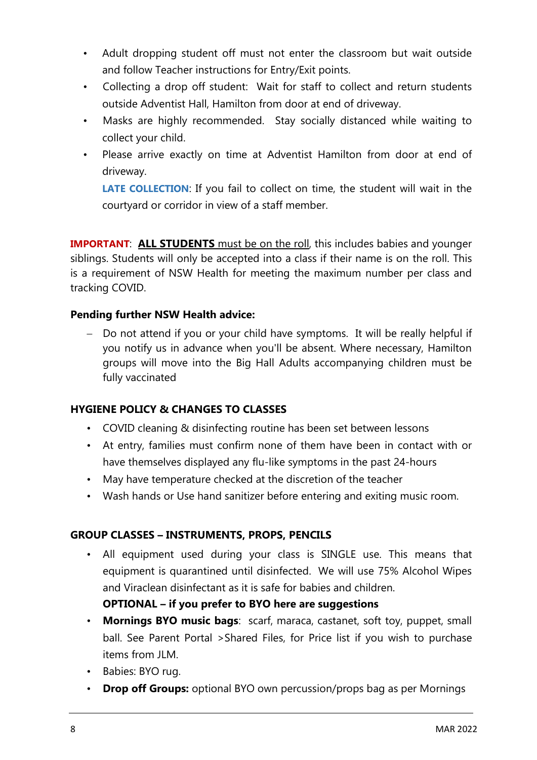- Adult dropping student off must not enter the classroom but wait outside and follow Teacher instructions for Entry/Exit points.
- Collecting a drop off student: Wait for staff to collect and return students outside Adventist Hall, Hamilton from door at end of driveway.
- Masks are highly recommended. Stay socially distanced while waiting to collect your child.
- Please arrive exactly on time at Adventist Hamilton from door at end of driveway.

  **LATE COLLECTION**: If you fail to collect on time, the student will wait in the courtyard or corridor in view of a staff member.

**IMPORTANT**: **ALL STUDENTS** must be on the roll, this includes babies and younger siblings. Students will only be accepted into a class if their name is on the roll. This is a requirement of NSW Health for meeting the maximum number per class and tracking COVID.

**Pending further NSW Health advice:**

- Do not attend if you or your child have symptoms. It will be really helpful if you notify us in advance when you'll be absent. Where necessary, Hamilton groups will move into the Big Hall Adults accompanying children must be fully vaccinated

**HYGIENE POLICY & CHANGES TO CLASSES**

- COVID cleaning & disinfecting routine has been set between lessons
- At entry, families must confirm none of them have been in contact with or have themselves displayed any flu-like symptoms in the past 24-hours
- May have temperature checked at the discretion of the teacher
- Wash hands or Use hand sanitizer before entering and exiting music room.

**GROUP CLASSES – INSTRUMENTS, PROPS, PENCILS**

- All equipment used during your class is SINGLE use. This means that equipment is quarantined until disinfected. We will use 75% Alcohol Wipes and Viraclean disinfectant as it is safe for babies and children.

  **OPTIONAL – if you prefer to BYO here are suggestions**
- **Mornings BYO music bags**: scarf, maraca, castanet, soft toy, puppet, small ball. See Parent Portal >Shared Files, for Price list if you wish to purchase items from JLM.
- Babies: BYO rug.
- **Drop off Groups:** optional BYO own percussion/props bag as per Mornings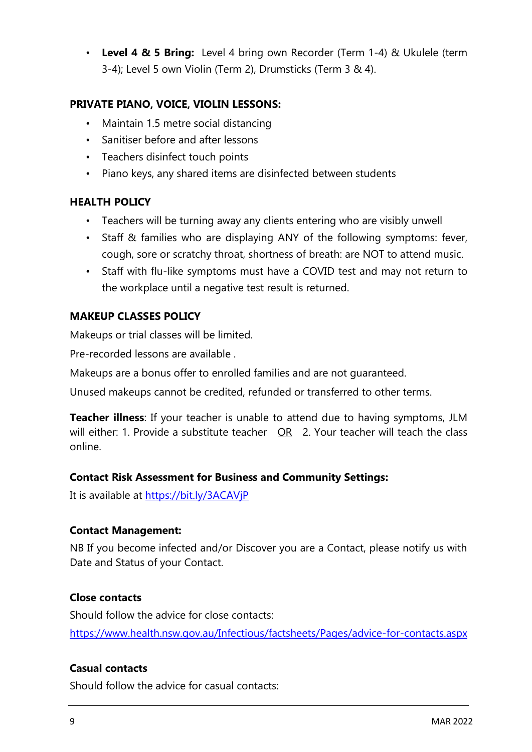- **Level 4 & 5 Bring:** Level 4 bring own Recorder (Term 1-4) & Ukulele (term 3-4); Level 5 own Violin (Term 2), Drumsticks (Term 3 & 4).

**PRIVATE PIANO, VOICE, VIOLIN LESSONS:**

- Maintain 1.5 metre social distancing
- Sanitiser before and after lessons
- Teachers disinfect touch points
- Piano keys, any shared items are disinfected between students

**HEALTH POLICY**

- Teachers will be turning away any clients entering who are visibly unwell
- Staff & families who are displaying ANY of the following symptoms: fever, cough, sore or scratchy throat, shortness of breath: are NOT to attend music.
- Staff with flu-like symptoms must have a COVID test and may not return to the workplace until a negative test result is returned.

**MAKEUP CLASSES POLICY**

Makeups or trial classes will be limited.

Pre-recorded lessons are available .

Makeups are a bonus offer to enrolled families and are not guaranteed.

Unused makeups cannot be credited, refunded or transferred to other terms.

**Teacher illness**: If your teacher is unable to attend due to having symptoms, JLM will either: 1. Provide a substitute teacher OR 2. Your teacher will teach the class online.

**Contact Risk Assessment for Business and Community Settings:**

It is available at https://bit.ly/3ACAVjP

**Contact Management:**

NB If you become infected and/or Discover you are a Contact, please notify us with Date and Status of your Contact.

**Close contacts**

Should follow the advice for close contacts:

https://www.health.nsw.gov.au/Infectious/factsheets/Pages/advice-for-contacts.aspx

**Casual contacts**

Should follow the advice for casual contacts: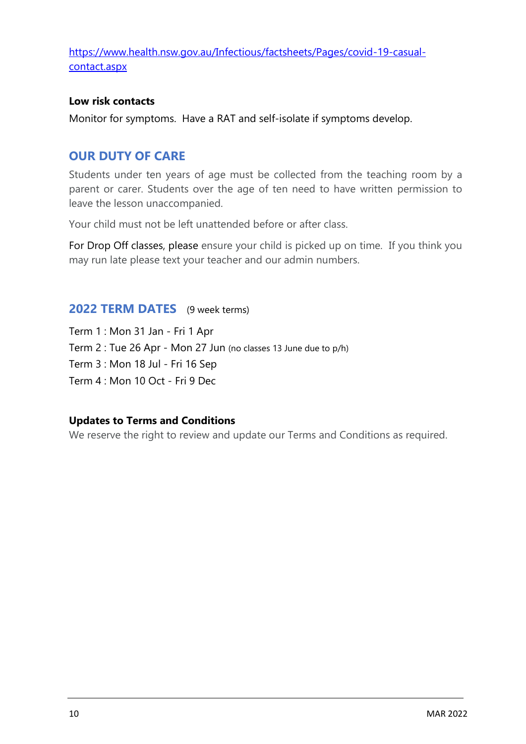https://www.health.nsw.gov.au/Infectious/factsheets/Pages/covid-19-casual-contact.aspx

**Low risk contacts**

Monitor for symptoms. Have a RAT and self-isolate if symptoms develop.

## OUR DUTY OF CARE

Students under ten years of age must be collected from the teaching room by a parent or carer. Students over the age of ten need to have written permission to leave the lesson unaccompanied.

Your child must not be left unattended before or after class.

For Drop Off classes, please ensure your child is picked up on time. If you think you may run late please text your teacher and our admin numbers.

## 2022 TERM DATES (9 week terms)

Term 1 : Mon 31 Jan - Fri 1 Apr
Term 2 : Tue 26 Apr - Mon 27 Jun (no classes 13 June due to p/h)
Term 3 : Mon 18 Jul - Fri 16 Sep
Term 4 : Mon 10 Oct - Fri 9 Dec

**Updates to Terms and Conditions**

We reserve the right to review and update our Terms and Conditions as required.